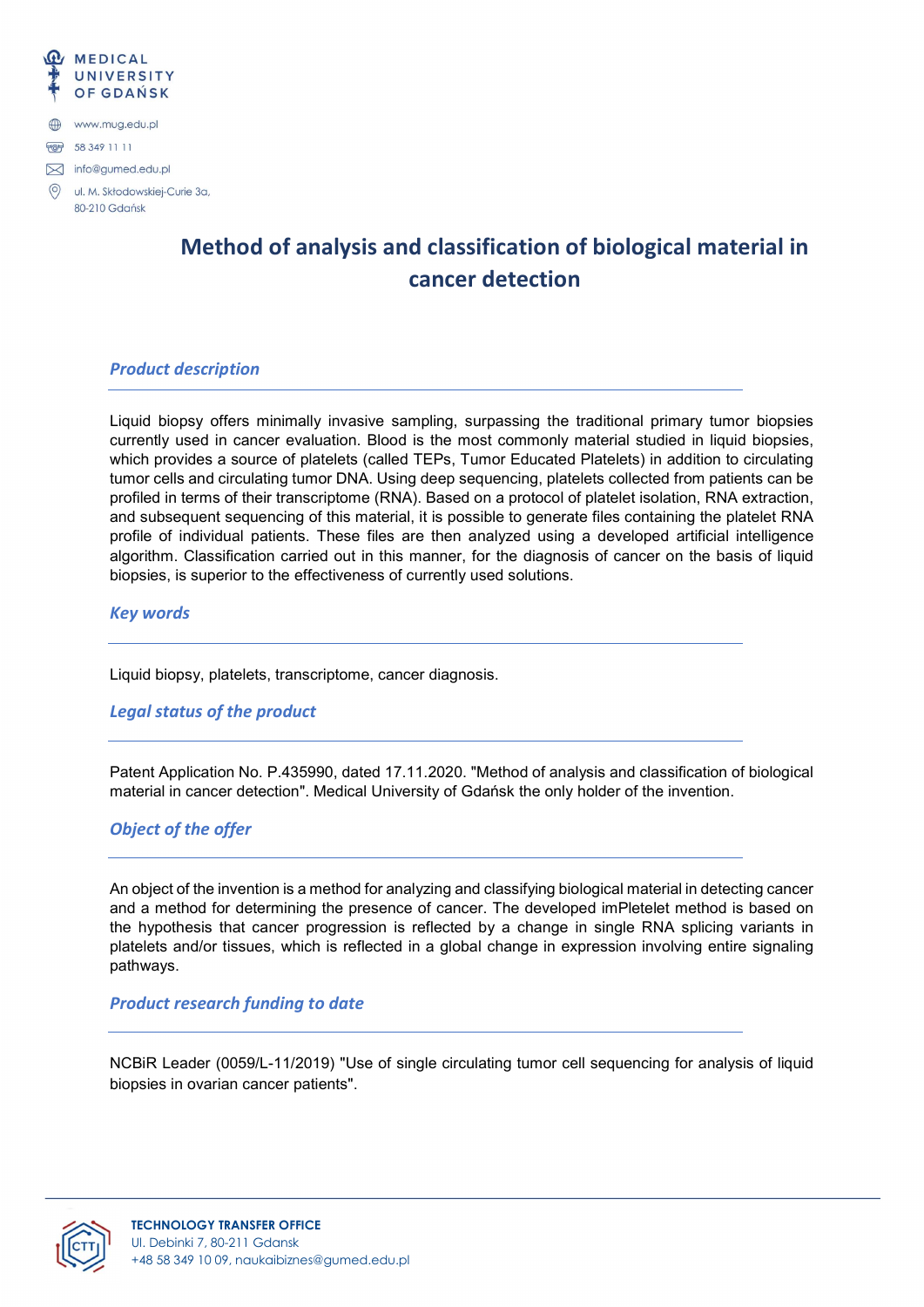MEDICAL UNIVERSITY OF GDAŃSK

www.mug.edu.pl

58 349 11 11

info@gumed.edu.pl

ul. M. Skłodowskiej-Curie 3a, 80-210 Gdańsk

# Method of analysis and classification of biological material in cancer detection

## *Product description*

Liquid biopsy offers minimally invasive sampling, surpassing the traditional primary tumor biopsies currently used in cancer evaluation. Blood is the most commonly material studied in liquid biopsies, which provides a source of platelets (called TEPs, Tumor Educated Platelets) in addition to circulating tumor cells and circulating tumor DNA. Using deep sequencing, platelets collected from patients can be profiled in terms of their transcriptome (RNA). Based on a protocol of platelet isolation, RNA extraction, and subsequent sequencing of this material, it is possible to generate files containing the platelet RNA profile of individual patients. These files are then analyzed using a developed artificial intelligence algorithm. Classification carried out in this manner, for the diagnosis of cancer on the basis of liquid biopsies, is superior to the effectiveness of currently used solutions.

## *Key words*

Liquid biopsy, platelets, transcriptome, cancer diagnosis.

## *Legal status of the product*

Patent Application No. P.435990, dated 17.11.2020. "Method of analysis and classification of biological material in cancer detection". Medical University of Gdańsk the only holder of the invention.

## *Object of the offer*

An object of the invention is a method for analyzing and classifying biological material in detecting cancer and a method for determining the presence of cancer. The developed imPletelet method is based on the hypothesis that cancer progression is reflected by a change in single RNA splicing variants in platelets and/or tissues, which is reflected in a global change in expression involving entire signaling pathways.

## *Product research funding to date*

NCBiR Leader (0059/L-11/2019) "Use of single circulating tumor cell sequencing for analysis of liquid biopsies in ovarian cancer patients".

**TECHNOLOGY TRANSFER OFFICE**
Ul. Debinki 7, 80-211 Gdansk
+48 58 349 10 09, naukaibiznes@gumed.edu.pl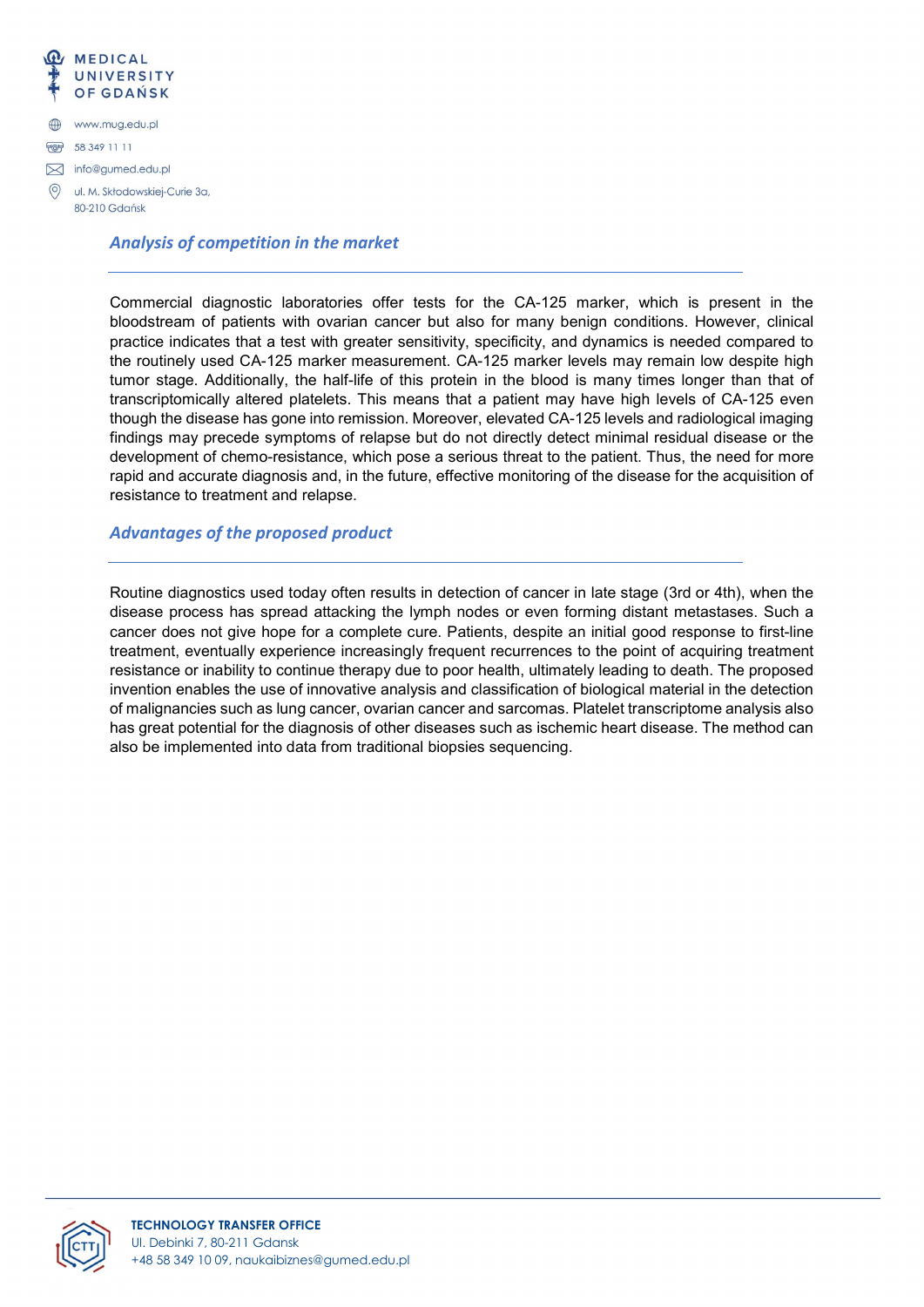## *Analysis of competition in the market*

Commercial diagnostic laboratories offer tests for the CA-125 marker, which is present in the bloodstream of patients with ovarian cancer but also for many benign conditions. However, clinical practice indicates that a test with greater sensitivity, specificity, and dynamics is needed compared to the routinely used CA-125 marker measurement. CA-125 marker levels may remain low despite high tumor stage. Additionally, the half-life of this protein in the blood is many times longer than that of transcriptomically altered platelets. This means that a patient may have high levels of CA-125 even though the disease has gone into remission. Moreover, elevated CA-125 levels and radiological imaging findings may precede symptoms of relapse but do not directly detect minimal residual disease or the development of chemo-resistance, which pose a serious threat to the patient. Thus, the need for more rapid and accurate diagnosis and, in the future, effective monitoring of the disease for the acquisition of resistance to treatment and relapse.

## *Advantages of the proposed product*

Routine diagnostics used today often results in detection of cancer in late stage (3rd or 4th), when the disease process has spread attacking the lymph nodes or even forming distant metastases. Such a cancer does not give hope for a complete cure. Patients, despite an initial good response to first-line treatment, eventually experience increasingly frequent recurrences to the point of acquiring treatment resistance or inability to continue therapy due to poor health, ultimately leading to death. The proposed invention enables the use of innovative analysis and classification of biological material in the detection of malignancies such as lung cancer, ovarian cancer and sarcomas. Platelet transcriptome analysis also has great potential for the diagnosis of other diseases such as ischemic heart disease. The method can also be implemented into data from traditional biopsies sequencing.